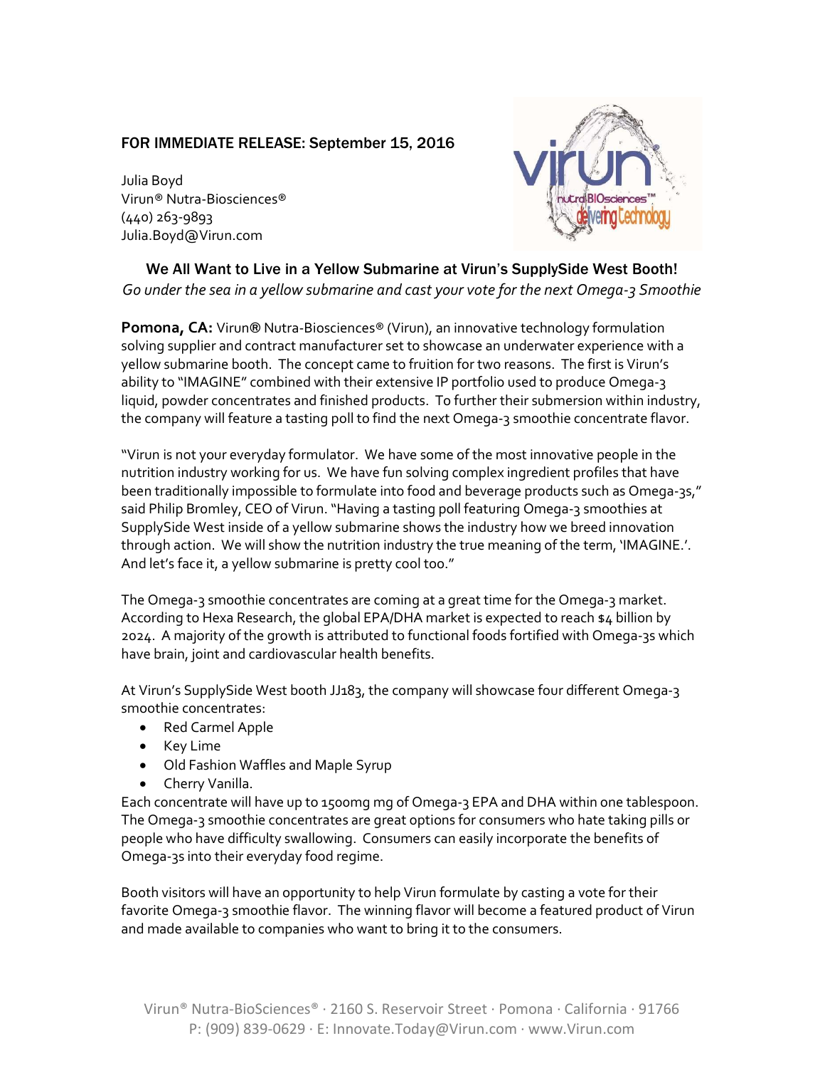FOR IMMEDIATE RELEASE: September 15, 2016

Julia Boyd
Virun® Nutra-Biosciences®
(440) 263-9893
Julia.Boyd@Virun.com

## We All Want to Live in a Yellow Submarine at Virun's SupplySide West Booth!

*Go under the sea in a yellow submarine and cast your vote for the next Omega-3 Smoothie*

**Pomona, CA:** Virun® Nutra-Biosciences® (Virun), an innovative technology formulation solving supplier and contract manufacturer set to showcase an underwater experience with a yellow submarine booth. The concept came to fruition for two reasons. The first is Virun's ability to "IMAGINE" combined with their extensive IP portfolio used to produce Omega-3 liquid, powder concentrates and finished products. To further their submersion within industry, the company will feature a tasting poll to find the next Omega-3 smoothie concentrate flavor.

"Virun is not your everyday formulator. We have some of the most innovative people in the nutrition industry working for us. We have fun solving complex ingredient profiles that have been traditionally impossible to formulate into food and beverage products such as Omega-3s," said Philip Bromley, CEO of Virun. "Having a tasting poll featuring Omega-3 smoothies at SupplySide West inside of a yellow submarine shows the industry how we breed innovation through action. We will show the nutrition industry the true meaning of the term, 'IMAGINE.'. And let's face it, a yellow submarine is pretty cool too."

The Omega-3 smoothie concentrates are coming at a great time for the Omega-3 market. According to Hexa Research, the global EPA/DHA market is expected to reach $4 billion by 2024. A majority of the growth is attributed to functional foods fortified with Omega-3s which have brain, joint and cardiovascular health benefits.

At Virun's SupplySide West booth JJ183, the company will showcase four different Omega-3 smoothie concentrates:

- Red Carmel Apple
- Key Lime
- Old Fashion Waffles and Maple Syrup
- Cherry Vanilla.

Each concentrate will have up to 1500mg mg of Omega-3 EPA and DHA within one tablespoon. The Omega-3 smoothie concentrates are great options for consumers who hate taking pills or people who have difficulty swallowing. Consumers can easily incorporate the benefits of Omega-3s into their everyday food regime.

Booth visitors will have an opportunity to help Virun formulate by casting a vote for their favorite Omega-3 smoothie flavor. The winning flavor will become a featured product of Virun and made available to companies who want to bring it to the consumers.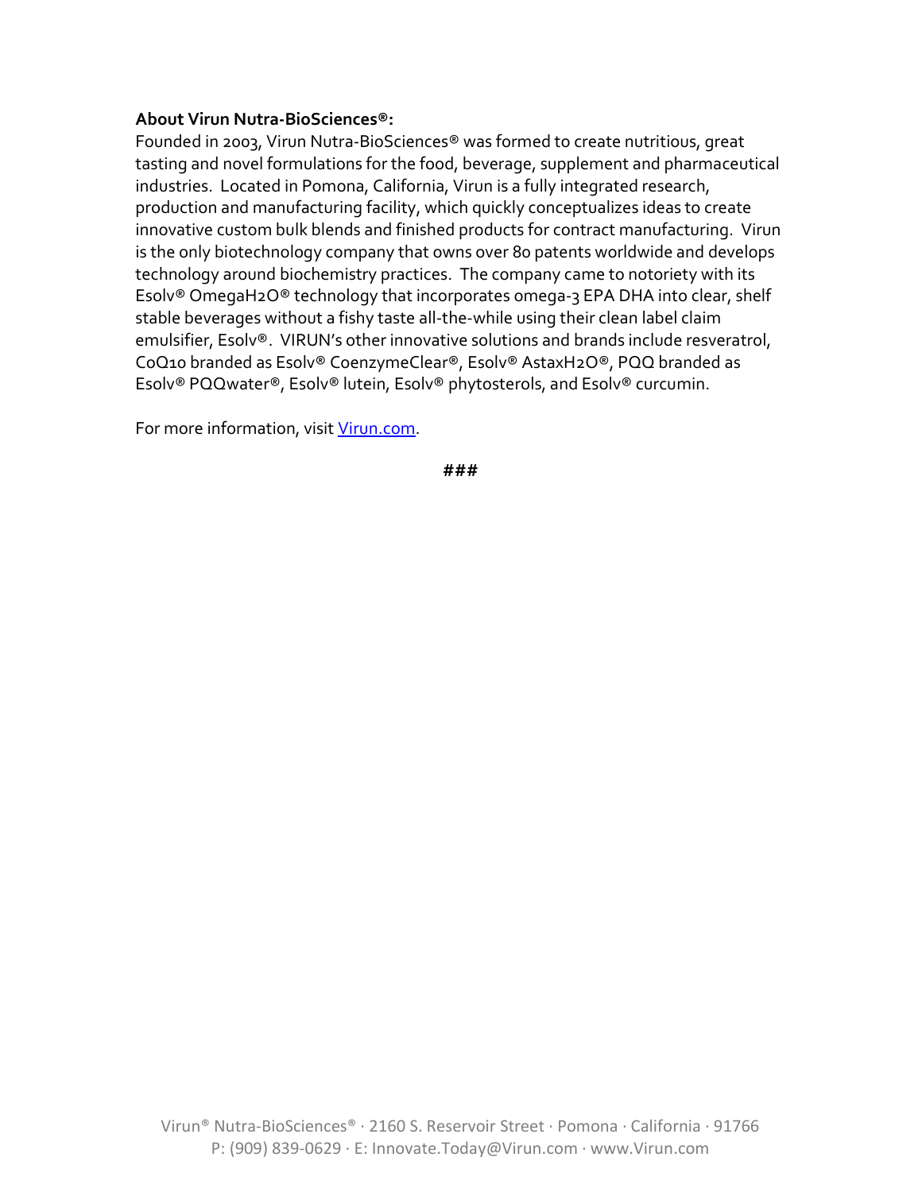**About Virun Nutra-BioSciences®:**

Founded in 2003, Virun Nutra-BioSciences® was formed to create nutritious, great tasting and novel formulations for the food, beverage, supplement and pharmaceutical industries. Located in Pomona, California, Virun is a fully integrated research, production and manufacturing facility, which quickly conceptualizes ideas to create innovative custom bulk blends and finished products for contract manufacturing. Virun is the only biotechnology company that owns over 80 patents worldwide and develops technology around biochemistry practices. The company came to notoriety with its Esolv® OmegaH2O® technology that incorporates omega-3 EPA DHA into clear, shelf stable beverages without a fishy taste all-the-while using their clean label claim emulsifier, Esolv®. VIRUN's other innovative solutions and brands include resveratrol, CoQ10 branded as Esolv® CoenzymeClear®, Esolv® AstaxH2O®, PQQ branded as Esolv® PQQwater®, Esolv® lutein, Esolv® phytosterols, and Esolv® curcumin.

For more information, visit [Virun.com](http://Virun.com).

###